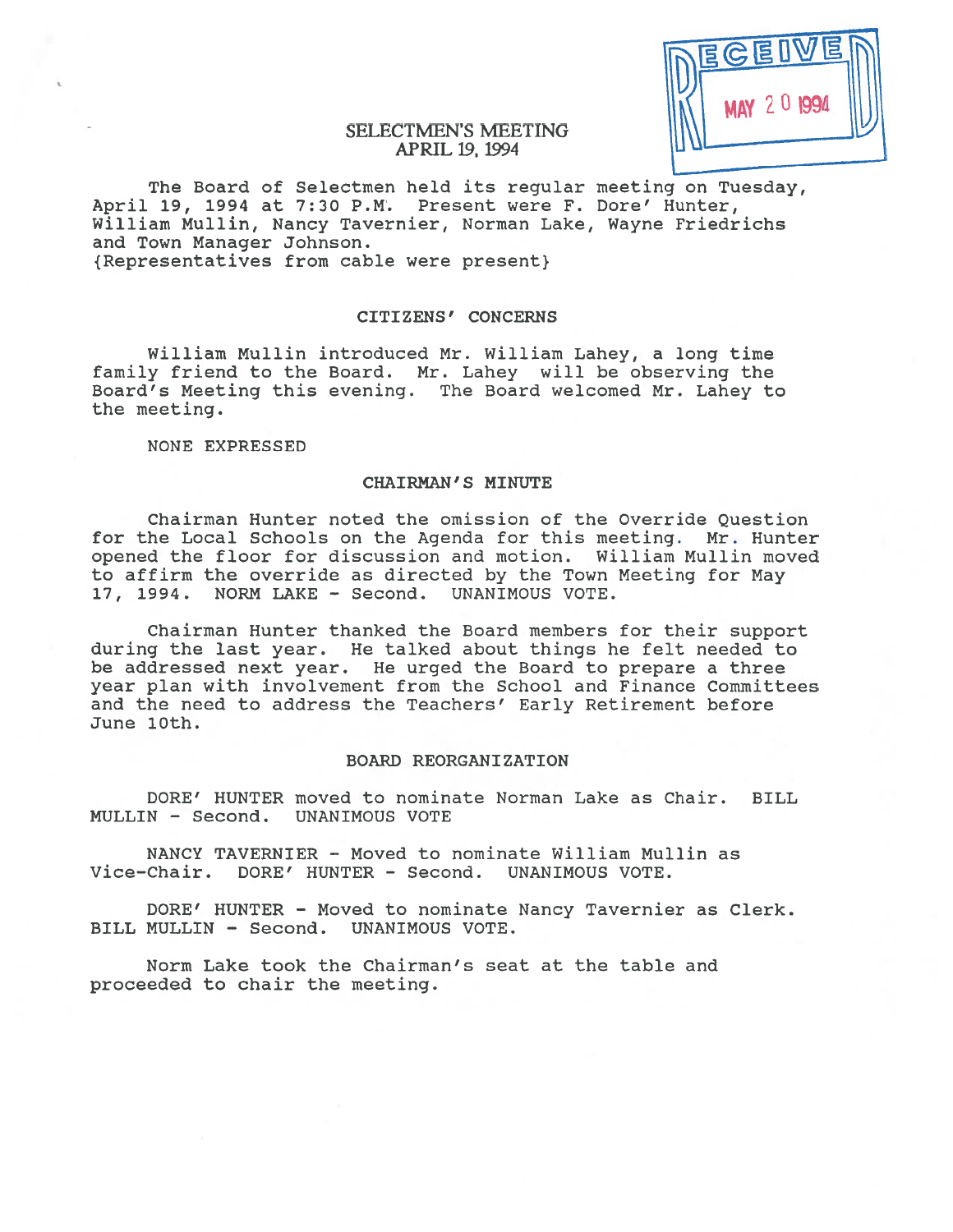RECEIVED MAY 20 1994

# SELECTMEN'S MEETING
## APRIL 19, 1994

The Board of Selectmen held its regular meeting on Tuesday, April 19, 1994 at 7:30 P.M. Present were F. Dore' Hunter, William Mullin, Nancy Tavernier, Norman Lake, Wayne Friedrichs and Town Manager Johnson.
{Representatives from cable were present}

### CITIZENS' CONCERNS

William Mullin introduced Mr. William Lahey, a long time family friend to the Board. Mr. Lahey will be observing the Board's Meeting this evening. The Board welcomed Mr. Lahey to the meeting.

NONE EXPRESSED

### CHAIRMAN'S MINUTE

Chairman Hunter noted the omission of the Override Question for the Local Schools on the Agenda for this meeting. Mr. Hunter opened the floor for discussion and motion. William Mullin moved to affirm the override as directed by the Town Meeting for May 17, 1994. NORM LAKE - Second. UNANIMOUS VOTE.

Chairman Hunter thanked the Board members for their support during the last year. He talked about things he felt needed to be addressed next year. He urged the Board to prepare a three year plan with involvement from the School and Finance Committees and the need to address the Teachers' Early Retirement before June 10th.

### BOARD REORGANIZATION

DORE' HUNTER moved to nominate Norman Lake as Chair. BILL MULLIN - Second. UNANIMOUS VOTE

NANCY TAVERNIER - Moved to nominate William Mullin as Vice-Chair. DORE' HUNTER - Second. UNANIMOUS VOTE.

DORE' HUNTER - Moved to nominate Nancy Tavernier as Clerk. BILL MULLIN - Second. UNANIMOUS VOTE.

Norm Lake took the Chairman's seat at the table and proceeded to chair the meeting.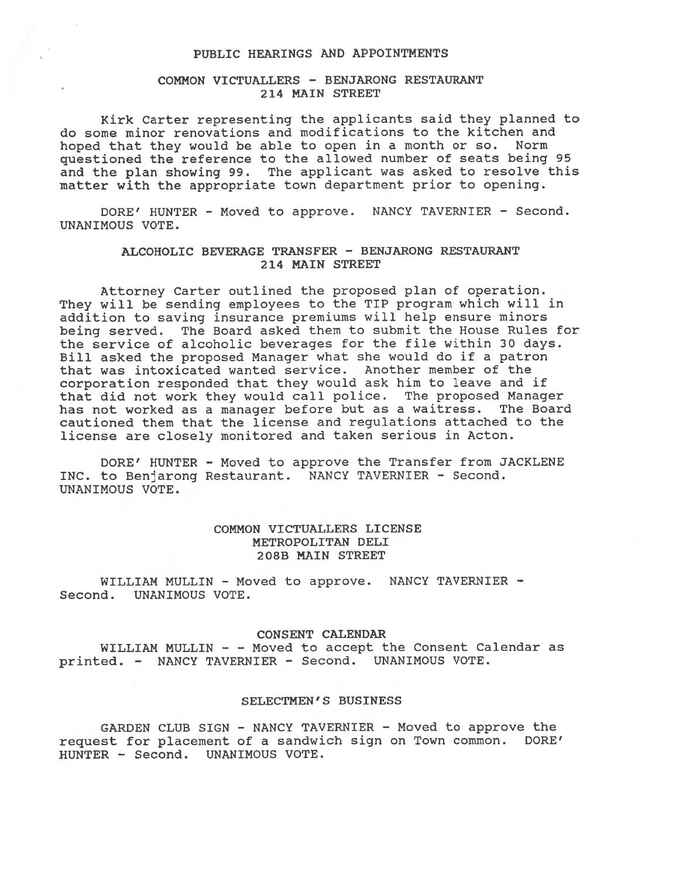## PUBLIC HEARINGS AND APPOINTMENTS

### COMMON VICTUALLERS - BENJARONG RESTAURANT
### 214 MAIN STREET

Kirk Carter representing the applicants said they planned to do some minor renovations and modifications to the kitchen and hoped that they would be able to open in a month or so. Norm questioned the reference to the allowed number of seats being 95 and the plan showing 99. The applicant was asked to resolve this matter with the appropriate town department prior to opening.

DORE' HUNTER - Moved to approve. NANCY TAVERNIER - Second. UNANIMOUS VOTE.

### ALCOHOLIC BEVERAGE TRANSFER - BENJARONG RESTAURANT
### 214 MAIN STREET

Attorney Carter outlined the proposed plan of operation. They will be sending employees to the TIP program which will in addition to saving insurance premiums will help ensure minors being served. The Board asked them to submit the House Rules for the service of alcoholic beverages for the file within 30 days. Bill asked the proposed Manager what she would do if a patron that was intoxicated wanted service. Another member of the corporation responded that they would ask him to leave and if that did not work they would call police. The proposed Manager has not worked as a manager before but as a waitress. The Board cautioned them that the license and regulations attached to the license are closely monitored and taken serious in Acton.

DORE' HUNTER - Moved to approve the Transfer from JACKLENE INC. to Benjarong Restaurant. NANCY TAVERNIER - Second. UNANIMOUS VOTE.

### COMMON VICTUALLERS LICENSE
### METROPOLITAN DELI
### 208B MAIN STREET

WILLIAM MULLIN - Moved to approve. NANCY TAVERNIER - Second. UNANIMOUS VOTE.

## CONSENT CALENDAR

WILLIAM MULLIN - - Moved to accept the Consent Calendar as printed. - NANCY TAVERNIER - Second. UNANIMOUS VOTE.

## SELECTMEN'S BUSINESS

GARDEN CLUB SIGN - NANCY TAVERNIER - Moved to approve the request for placement of a sandwich sign on Town common. DORE' HUNTER - Second. UNANIMOUS VOTE.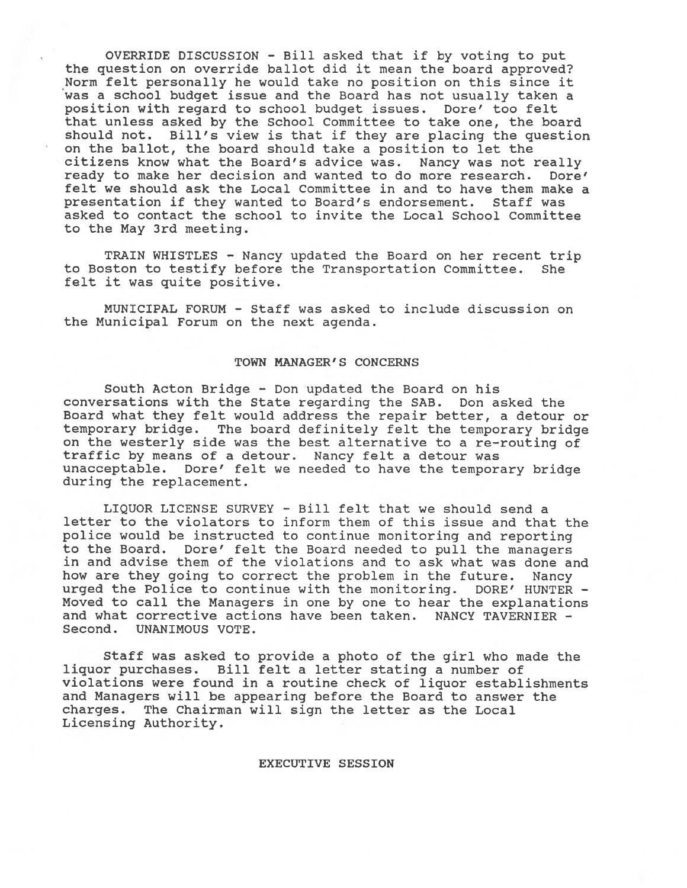OVERRIDE DISCUSSION - Bill asked that if by voting to put the question on override ballot did it mean the board approved? Norm felt personally he would take no position on this since it was a school budget issue and the Board has not usually taken a position with regard to school budget issues. Dore' too felt that unless asked by the School Committee to take one, the board should not. Bill's view is that if they are placing the question on the ballot, the board should take a position to let the citizens know what the Board's advice was. Nancy was not really ready to make her decision and wanted to do more research. Dore' felt we should ask the Local Committee in and to have them make a presentation if they wanted to Board's endorsement. Staff was asked to contact the school to invite the Local School Committee to the May 3rd meeting.

TRAIN WHISTLES - Nancy updated the Board on her recent trip to Boston to testify before the Transportation Committee. She felt it was quite positive.

MUNICIPAL FORUM - Staff was asked to include discussion on the Municipal Forum on the next agenda.

## TOWN MANAGER'S CONCERNS

South Acton Bridge - Don updated the Board on his conversations with the State regarding the SAB. Don asked the Board what they felt would address the repair better, a detour or temporary bridge. The board definitely felt the temporary bridge on the westerly side was the best alternative to a re-routing of traffic by means of a detour. Nancy felt a detour was unacceptable. Dore' felt we needed to have the temporary bridge during the replacement.

LIQUOR LICENSE SURVEY - Bill felt that we should send a letter to the violators to inform them of this issue and that the police would be instructed to continue monitoring and reporting to the Board. Dore' felt the Board needed to pull the managers in and advise them of the violations and to ask what was done and how are they going to correct the problem in the future. Nancy urged the Police to continue with the monitoring. DORE' HUNTER - Moved to call the Managers in one by one to hear the explanations and what corrective actions have been taken. NANCY TAVERNIER - Second. UNANIMOUS VOTE.

Staff was asked to provide a photo of the girl who made the liquor purchases. Bill felt a letter stating a number of violations were found in a routine check of liquor establishments and Managers will be appearing before the Board to answer the charges. The Chairman will sign the letter as the Local Licensing Authority.

## EXECUTIVE SESSION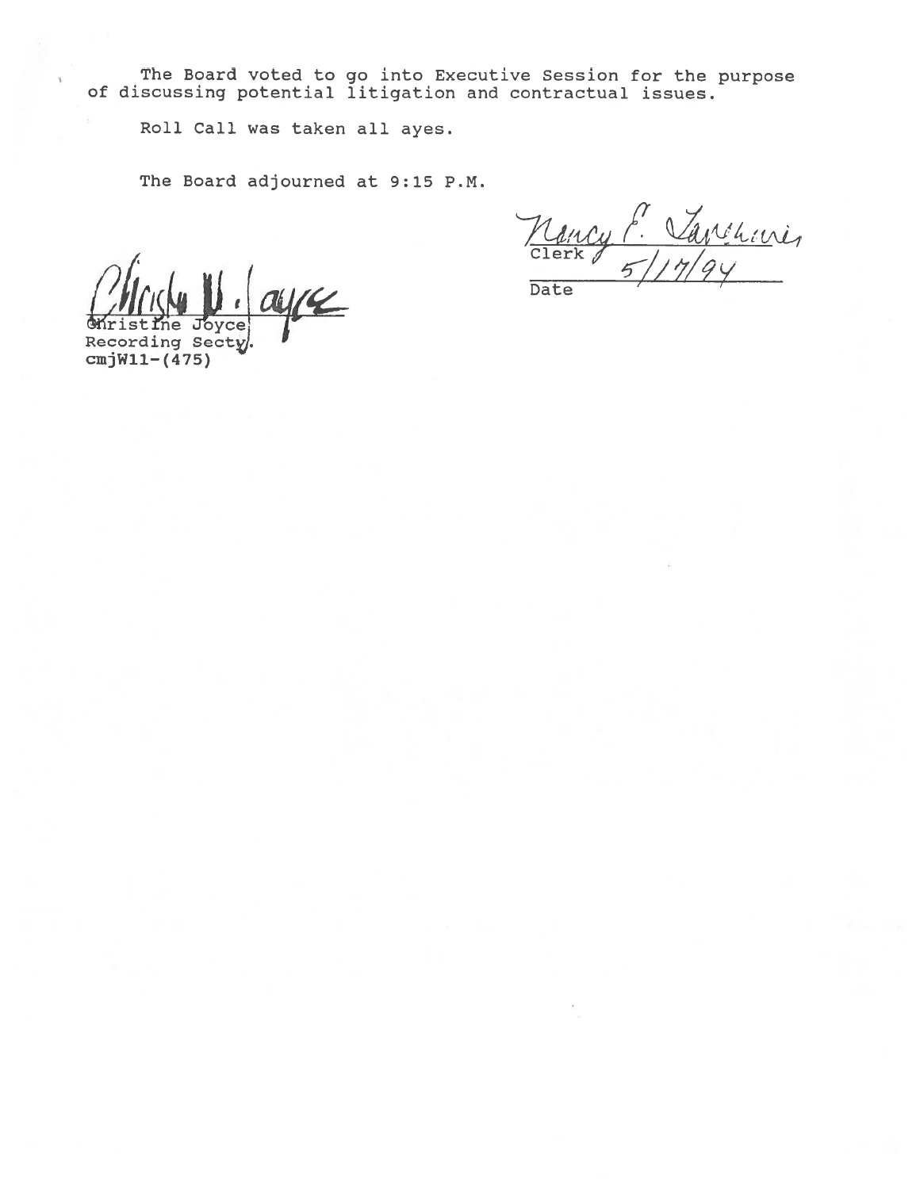The Board voted to go into Executive Session for the purpose of discussing potential litigation and contractual issues.

Roll Call was taken all ayes.

The Board adjourned at 9:15 P.M.

Nancy E. Tavernier
Clerk

5/17/94
Date

Christine Joyce
Recording Secty.
cmjW11-(475)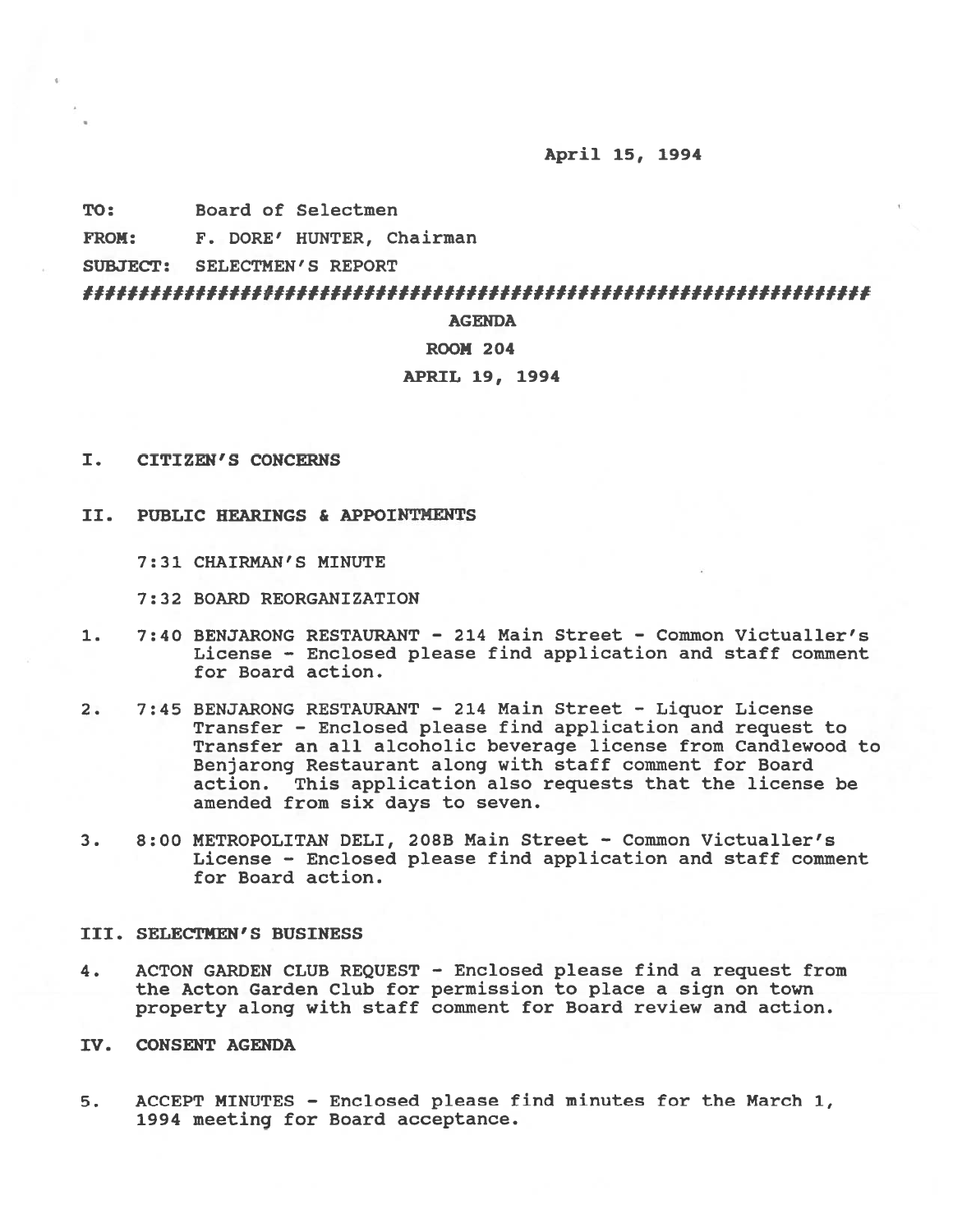April 15, 1994

**TO:** Board of Selectmen

**FROM:** F. DORE' HUNTER, Chairman

**SUBJECT:** SELECTMEN'S REPORT

################################################################

**AGENDA**

**ROOM 204**

**APRIL 19, 1994**

## I. CITIZEN'S CONCERNS

## II. PUBLIC HEARINGS & APPOINTMENTS

7:31 CHAIRMAN'S MINUTE

7:32 BOARD REORGANIZATION

1. 7:40 BENJARONG RESTAURANT - 214 Main Street - Common Victualler's License - Enclosed please find application and staff comment for Board action.

2. 7:45 BENJARONG RESTAURANT - 214 Main Street - Liquor License Transfer - Enclosed please find application and request to Transfer an all alcoholic beverage license from Candlewood to Benjarong Restaurant along with staff comment for Board action. This application also requests that the license be amended from six days to seven.

3. 8:00 METROPOLITAN DELI, 208B Main Street - Common Victualler's License - Enclosed please find application and staff comment for Board action.

## III. SELECTMEN'S BUSINESS

4. ACTON GARDEN CLUB REQUEST - Enclosed please find a request from the Acton Garden Club for permission to place a sign on town property along with staff comment for Board review and action.

## IV. CONSENT AGENDA

5. ACCEPT MINUTES - Enclosed please find minutes for the March 1, 1994 meeting for Board acceptance.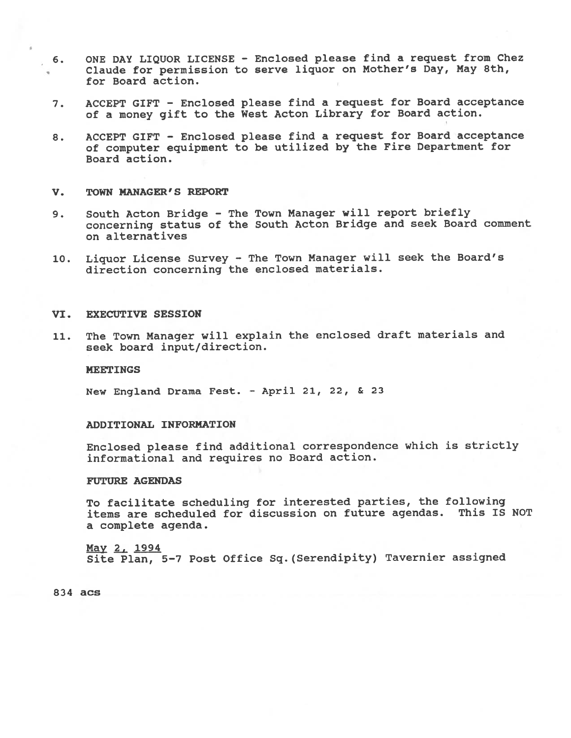6. ONE DAY LIQUOR LICENSE - Enclosed please find a request from Chez Claude for permission to serve liquor on Mother's Day, May 8th, for Board action.

7. ACCEPT GIFT - Enclosed please find a request for Board acceptance of a money gift to the West Acton Library for Board action.

8. ACCEPT GIFT - Enclosed please find a request for Board acceptance of computer equipment to be utilized by the Fire Department for Board action.

## V. TOWN MANAGER'S REPORT

9. South Acton Bridge - The Town Manager will report briefly concerning status of the South Acton Bridge and seek Board comment on alternatives

10. Liquor License Survey - The Town Manager will seek the Board's direction concerning the enclosed materials.

## VI. EXECUTIVE SESSION

11. The Town Manager will explain the enclosed draft materials and seek board input/direction.

**MEETINGS**

New England Drama Fest. - April 21, 22, & 23

**ADDITIONAL INFORMATION**

Enclosed please find additional correspondence which is strictly informational and requires no Board action.

**FUTURE AGENDAS**

To facilitate scheduling for interested parties, the following items are scheduled for discussion on future agendas. This IS NOT a complete agenda.

May 2, 1994
Site Plan, 5-7 Post Office Sq.(Serendipity) Tavernier assigned

834 acs